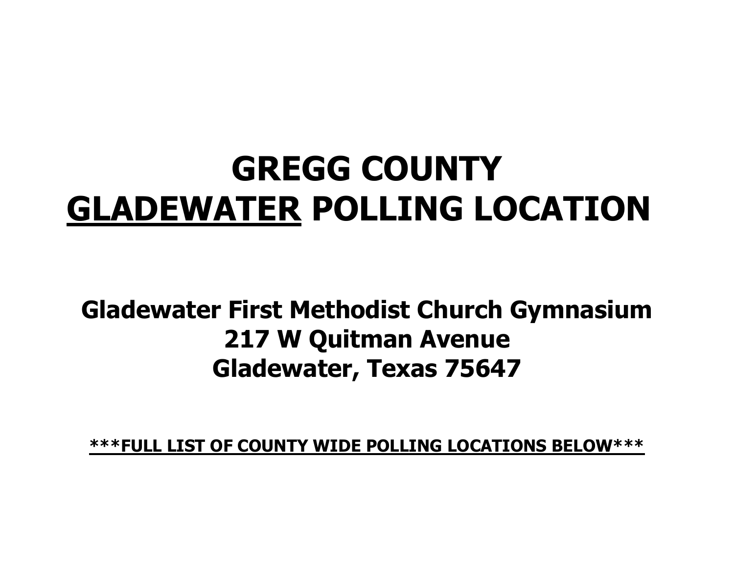# GREGG COUNTY
# <u>GLADEWATER</u> POLLING LOCATION

**Gladewater First Methodist Church Gymnasium**
**217 W Quitman Avenue**
**Gladewater, Texas 75647**

**<u>***FULL LIST OF COUNTY WIDE POLLING LOCATIONS BELOW***</u>**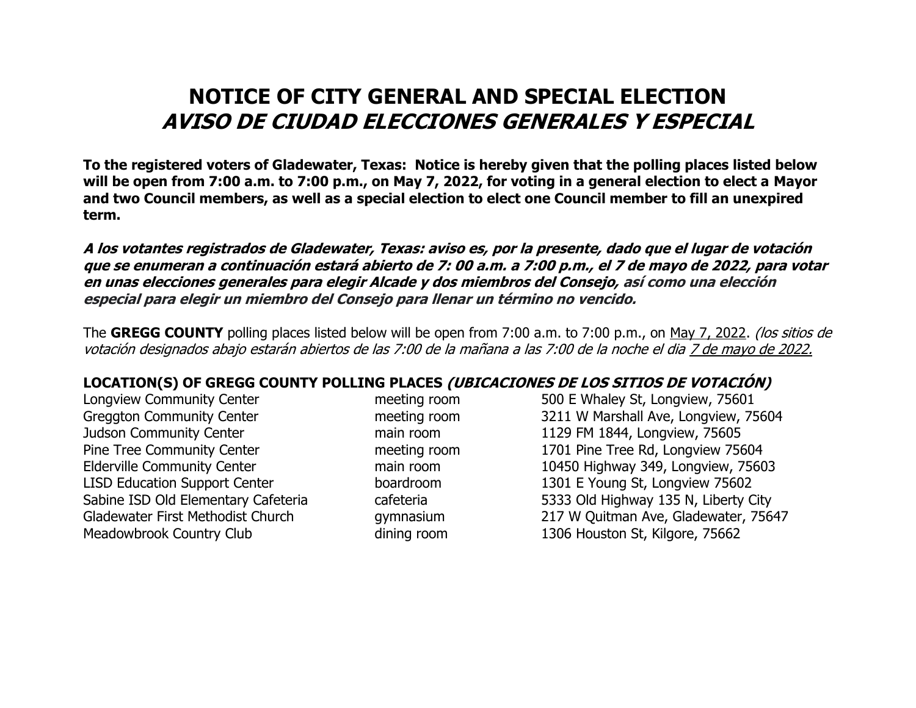# NOTICE OF CITY GENERAL AND SPECIAL ELECTION
# *AVISO DE CIUDAD ELECCIONES GENERALES Y ESPECIAL*

**To the registered voters of Gladewater, Texas: Notice is hereby given that the polling places listed below will be open from 7:00 a.m. to 7:00 p.m., on May 7, 2022, for voting in a general election to elect a Mayor and two Council members, as well as a special election to elect one Council member to fill an unexpired term.**

***A los votantes registrados de Gladewater, Texas: aviso es, por la presente, dado que el lugar de votación que se enumeran a continuación estará abierto de 7: 00 a.m. a 7:00 p.m., el 7 de mayo de 2022, para votar en unas elecciones generales para elegir Alcade y dos miembros del Consejo, así como una elección especial para elegir un miembro del Consejo para llenar un término no vencido.***

The **GREGG COUNTY** polling places listed below will be open from 7:00 a.m. to 7:00 p.m., on May 7, 2022. *(los sitios de votación designados abajo estarán abiertos de las 7:00 de la mañana a las 7:00 de la noche el dia 7 de mayo de 2022.*

**LOCATION(S) OF GREGG COUNTY POLLING PLACES *(UBICACIONES DE LOS SITIOS DE VOTACIÓN)***

| | | |
|---|---|---|
| Longview Community Center | meeting room | 500 E Whaley St, Longview, 75601 |
| Greggton Community Center | meeting room | 3211 W Marshall Ave, Longview, 75604 |
| Judson Community Center | main room | 1129 FM 1844, Longview, 75605 |
| Pine Tree Community Center | meeting room | 1701 Pine Tree Rd, Longview 75604 |
| Elderville Community Center | main room | 10450 Highway 349, Longview, 75603 |
| LISD Education Support Center | boardroom | 1301 E Young St, Longview 75602 |
| Sabine ISD Old Elementary Cafeteria | cafeteria | 5333 Old Highway 135 N, Liberty City |
| Gladewater First Methodist Church | gymnasium | 217 W Quitman Ave, Gladewater, 75647 |
| Meadowbrook Country Club | dining room | 1306 Houston St, Kilgore, 75662 |